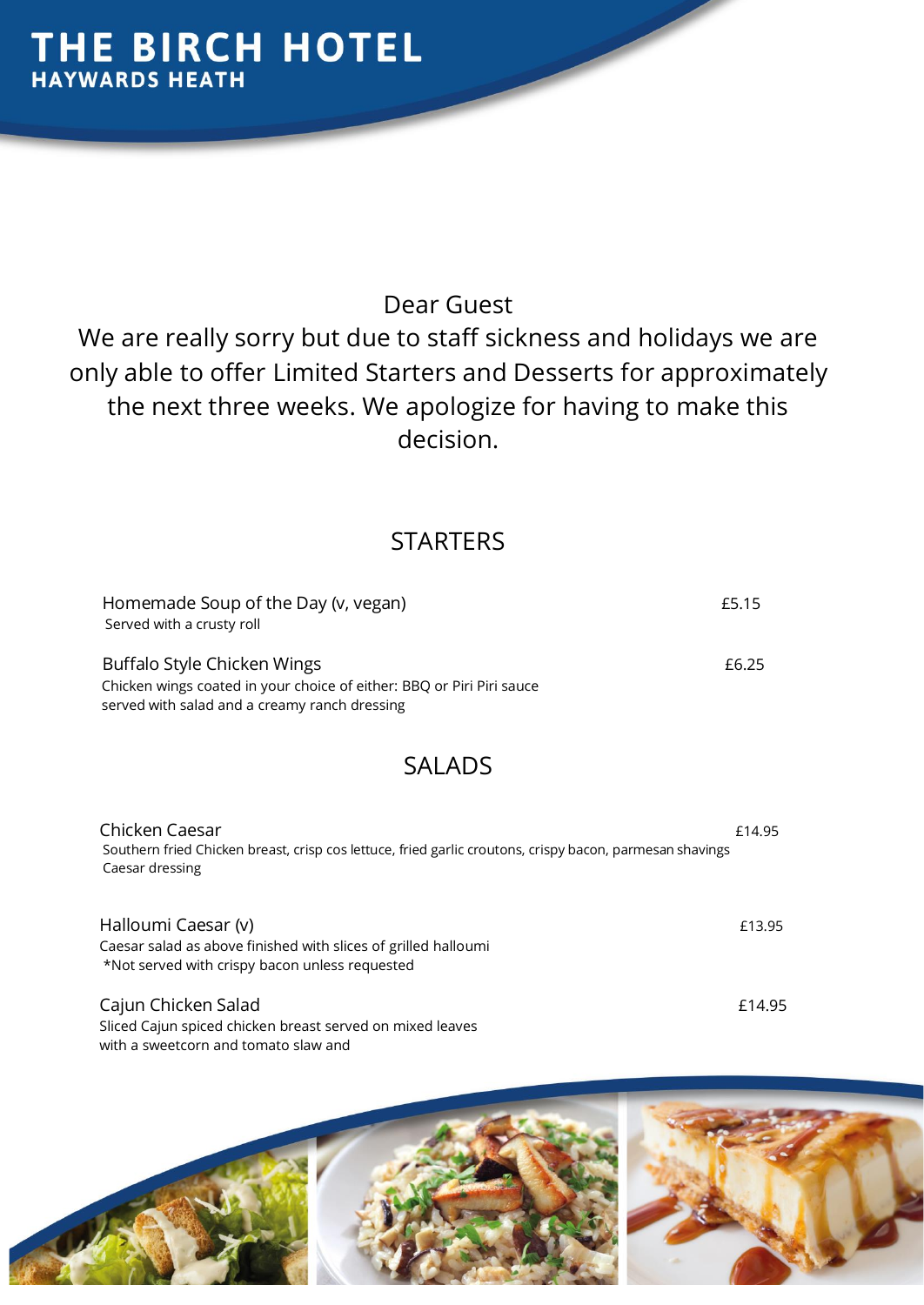# THE BIRCH HOTEL
## HAYWARDS HEATH

Dear Guest
We are really sorry but due to staff sickness and holidays we are only able to offer Limited Starters and Desserts for approximately the next three weeks. We apologize for having to make this decision.

## STARTERS

**Homemade Soup of the Day (v, vegan)** — £5.15
Served with a crusty roll

**Buffalo Style Chicken Wings** — £6.25
Chicken wings coated in your choice of either: BBQ or Piri Piri sauce served with salad and a creamy ranch dressing

## SALADS

**Chicken Caesar** — £14.95
Southern fried Chicken breast, crisp cos lettuce, fried garlic croutons, crispy bacon, parmesan shavings Caesar dressing

**Halloumi Caesar (v)** — £13.95
Caesar salad as above finished with slices of grilled halloumi
*Not served with crispy bacon unless requested

**Cajun Chicken Salad** — £14.95
Sliced Cajun spiced chicken breast served on mixed leaves with a sweetcorn and tomato slaw and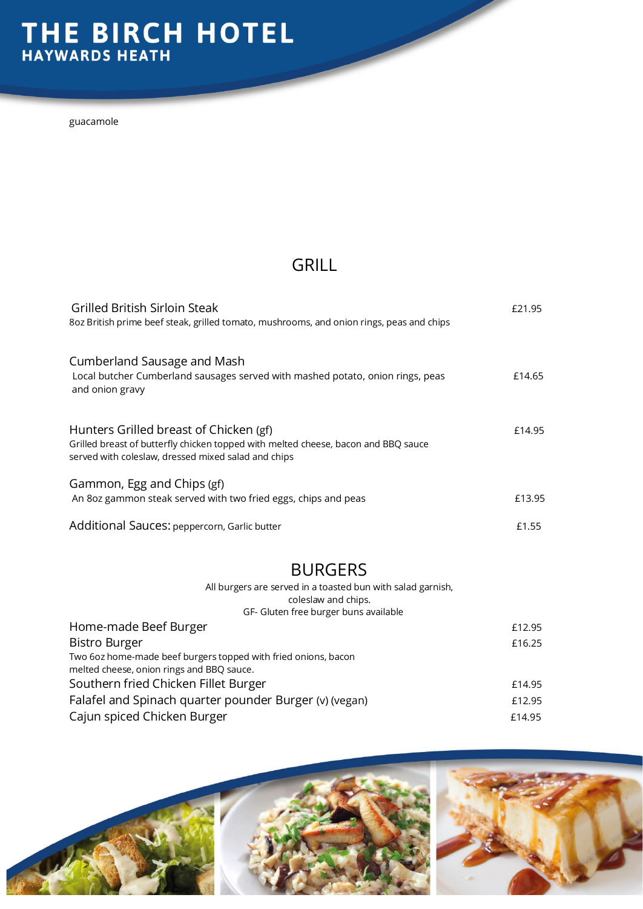guacamole

## GRILL

**Grilled British Sirloin Steak** — £21.95
8oz British prime beef steak, grilled tomato, mushrooms, and onion rings, peas and chips

**Cumberland Sausage and Mash** — £14.65
Local butcher Cumberland sausages served with mashed potato, onion rings, peas and onion gravy

**Hunters Grilled breast of Chicken** (gf) — £14.95
Grilled breast of butterfly chicken topped with melted cheese, bacon and BBQ sauce served with coleslaw, dressed mixed salad and chips

**Gammon, Egg and Chips** (gf) — £13.95
An 8oz gammon steak served with two fried eggs, chips and peas

**Additional Sauces:** peppercorn, Garlic butter — £1.55

## BURGERS

All burgers are served in a toasted bun with salad garnish, coleslaw and chips.
GF- Gluten free burger buns available

**Home-made Beef Burger** — £12.95

**Bistro Burger** — £16.25
Two 6oz home-made beef burgers topped with fried onions, bacon melted cheese, onion rings and BBQ sauce.

**Southern fried Chicken Fillet Burger** — £14.95

**Falafel and Spinach quarter pounder Burger** (v) (vegan) — £12.95

**Cajun spiced Chicken Burger** — £14.95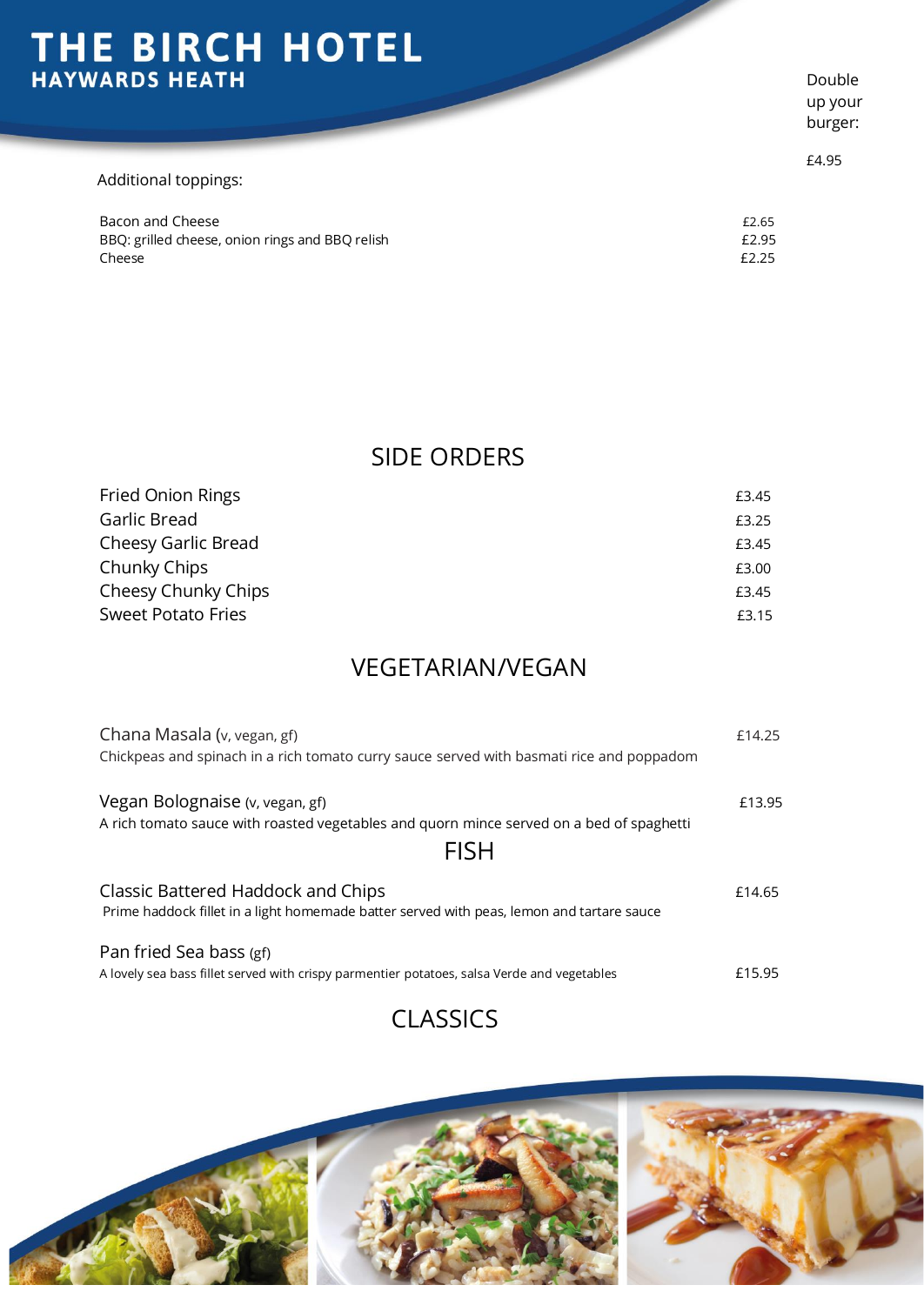# THE BIRCH HOTEL
## HAYWARDS HEATH

Double up your burger: £4.95

Additional toppings:

| | |
|---|---|
| Bacon and Cheese | £2.65 |
| BBQ: grilled cheese, onion rings and BBQ relish | £2.95 |
| Cheese | £2.25 |

## SIDE ORDERS

| | |
|---|---|
| Fried Onion Rings | £3.45 |
| Garlic Bread | £3.25 |
| Cheesy Garlic Bread | £3.45 |
| Chunky Chips | £3.00 |
| Cheesy Chunky Chips | £3.45 |
| Sweet Potato Fries | £3.15 |

## VEGETARIAN/VEGAN

**Chana Masala** (v, vegan, gf) — £14.25
Chickpeas and spinach in a rich tomato curry sauce served with basmati rice and poppadom

**Vegan Bolognaise** (v, vegan, gf) — £13.95
A rich tomato sauce with roasted vegetables and quorn mince served on a bed of spaghetti

## FISH

**Classic Battered Haddock and Chips** — £14.65
Prime haddock fillet in a light homemade batter served with peas, lemon and tartare sauce

**Pan fried Sea bass** (gf) — £15.95
A lovely sea bass fillet served with crispy parmentier potatoes, salsa Verde and vegetables

## CLASSICS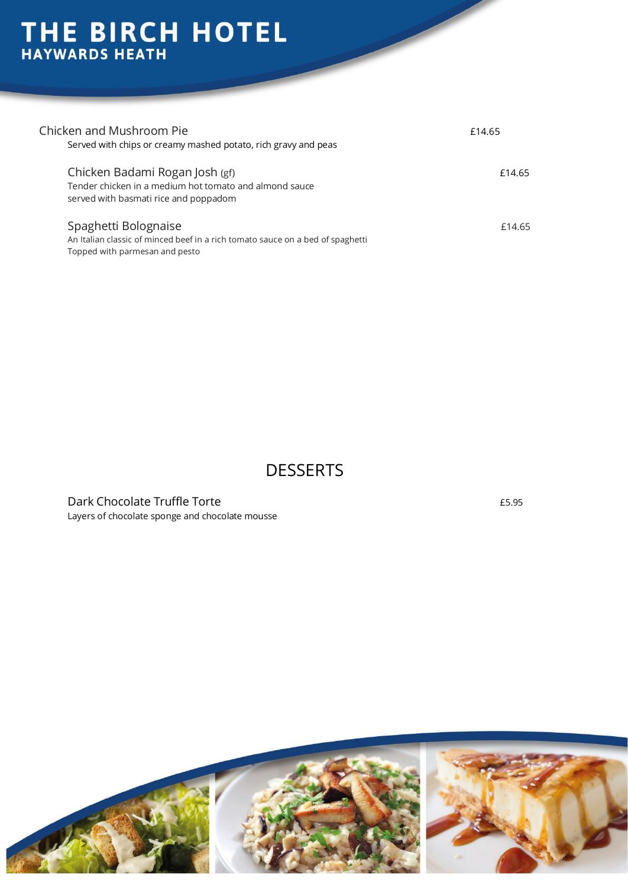# THE BIRCH HOTEL
## HAYWARDS HEATH

Chicken and Mushroom Pie £14.65
Served with chips or creamy mashed potato, rich gravy and peas

Chicken Badami Rogan Josh (gf) £14.65
Tender chicken in a medium hot tomato and almond sauce
served with basmati rice and poppadom

Spaghetti Bolognaise £14.65
An Italian classic of minced beef in a rich tomato sauce on a bed of spaghetti
Topped with parmesan and pesto

## DESSERTS

Dark Chocolate Truffle Torte £5.95
Layers of chocolate sponge and chocolate mousse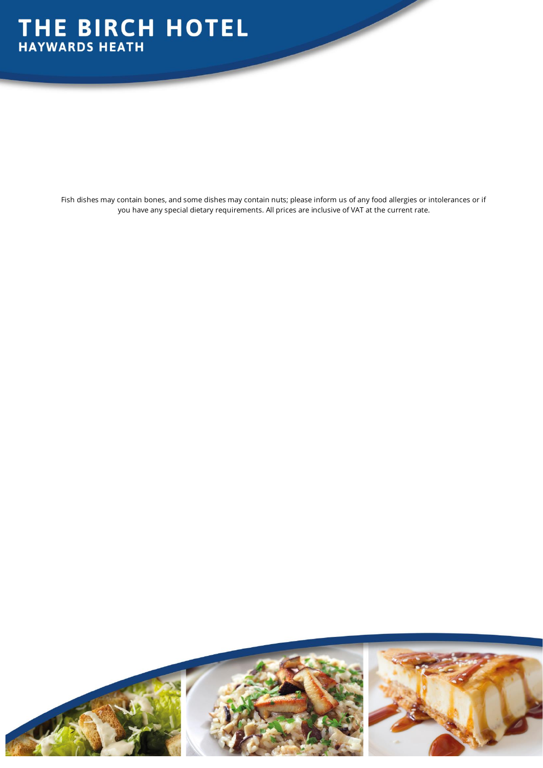# THE BIRCH HOTEL
## HAYWARDS HEATH

Fish dishes may contain bones, and some dishes may contain nuts; please inform us of any food allergies or intolerances or if you have any special dietary requirements. All prices are inclusive of VAT at the current rate.